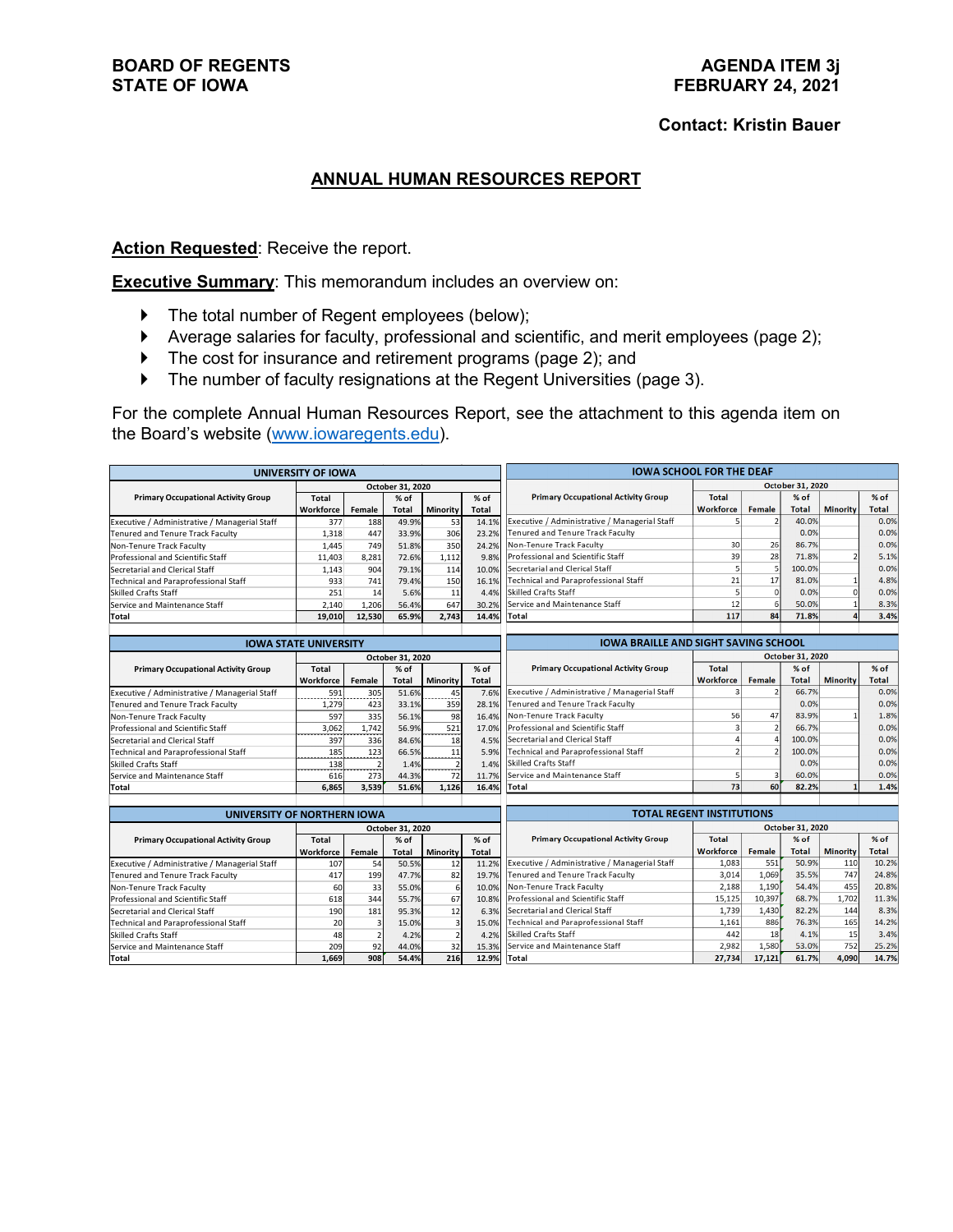**BOARD OF REGENTS**
**STATE OF IOWA**

**AGENDA ITEM 3j**
**FEBRUARY 24, 2021**

**Contact: Kristin Bauer**

## ANNUAL HUMAN RESOURCES REPORT

**Action Requested**: Receive the report.

**Executive Summary**: This memorandum includes an overview on:

- The total number of Regent employees (below);
- Average salaries for faculty, professional and scientific, and merit employees (page 2);
- The cost for insurance and retirement programs (page 2); and
- The number of faculty resignations at the Regent Universities (page 3).

For the complete Annual Human Resources Report, see the attachment to this agenda item on the Board's website (www.iowaregents.edu).

**UNIVERSITY OF IOWA**

| Primary Occupational Activity Group | October 31, 2020 | | | | |
|---|---|---|---|---|---|
| | Total Workforce | Female | % of Total | Minority | % of Total |
| Executive / Administrative / Managerial Staff | 377 | 188 | 49.9% | 53 | 14.1% |
| Tenured and Tenure Track Faculty | 1,318 | 447 | 33.9% | 306 | 23.2% |
| Non-Tenure Track Faculty | 1,445 | 749 | 51.8% | 350 | 24.2% |
| Professional and Scientific Staff | 11,403 | 8,281 | 72.6% | 1,112 | 9.8% |
| Secretarial and Clerical Staff | 1,143 | 904 | 79.1% | 114 | 10.0% |
| Technical and Paraprofessional Staff | 933 | 741 | 79.4% | 150 | 16.1% |
| Skilled Crafts Staff | 251 | 14 | 5.6% | 11 | 4.4% |
| Service and Maintenance Staff | 2,140 | 1,206 | 56.4% | 647 | 30.2% |
| **Total** | **19,010** | **12,530** | **65.9%** | **2,743** | **14.4%** |

**IOWA STATE UNIVERSITY**

| Primary Occupational Activity Group | October 31, 2020 | | | | |
|---|---|---|---|---|---|
| | Total Workforce | Female | % of Total | Minority | % of Total |
| Executive / Administrative / Managerial Staff | 591 | 305 | 51.6% | 45 | 7.6% |
| Tenured and Tenure Track Faculty | 1,279 | 423 | 33.1% | 359 | 28.1% |
| Non-Tenure Track Faculty | 597 | 335 | 56.1% | 98 | 16.4% |
| Professional and Scientific Staff | 3,062 | 1,742 | 56.9% | 521 | 17.0% |
| Secretarial and Clerical Staff | 397 | 336 | 84.6% | 18 | 4.5% |
| Technical and Paraprofessional Staff | 185 | 123 | 66.5% | 11 | 5.9% |
| Skilled Crafts Staff | 138 | 2 | 1.4% | 2 | 1.4% |
| Service and Maintenance Staff | 616 | 273 | 44.3% | 72 | 11.7% |
| **Total** | **6,865** | **3,539** | **51.6%** | **1,126** | **16.4%** |

**UNIVERSITY OF NORTHERN IOWA**

| Primary Occupational Activity Group | October 31, 2020 | | | | |
|---|---|---|---|---|---|
| | Total Workforce | Female | % of Total | Minority | % of Total |
| Executive / Administrative / Managerial Staff | 107 | 54 | 50.5% | 12 | 11.2% |
| Tenured and Tenure Track Faculty | 417 | 199 | 47.7% | 82 | 19.7% |
| Non-Tenure Track Faculty | 60 | 33 | 55.0% | 6 | 10.0% |
| Professional and Scientific Staff | 618 | 344 | 55.7% | 67 | 10.8% |
| Secretarial and Clerical Staff | 190 | 181 | 95.3% | 12 | 6.3% |
| Technical and Paraprofessional Staff | 20 | 3 | 15.0% | 3 | 15.0% |
| Skilled Crafts Staff | 48 | 2 | 4.2% | 2 | 4.2% |
| Service and Maintenance Staff | 209 | 92 | 44.0% | 32 | 15.3% |
| **Total** | **1,669** | **908** | **54.4%** | **216** | **12.9%** |

**IOWA SCHOOL FOR THE DEAF**

| Primary Occupational Activity Group | October 31, 2020 | | | | |
|---|---|---|---|---|---|
| | Total Workforce | Female | % of Total | Minority | % of Total |
| Executive / Administrative / Managerial Staff | 5 | 2 | 40.0% | | 0.0% |
| Tenured and Tenure Track Faculty | | | 0.0% | | 0.0% |
| Non-Tenure Track Faculty | 30 | 26 | 86.7% | | 0.0% |
| Professional and Scientific Staff | 39 | 28 | 71.8% | 2 | 5.1% |
| Secretarial and Clerical Staff | 5 | 5 | 100.0% | | 0.0% |
| Technical and Paraprofessional Staff | 21 | 17 | 81.0% | 1 | 4.8% |
| Skilled Crafts Staff | 5 | 0 | 0.0% | 0 | 0.0% |
| Service and Maintenance Staff | 12 | 6 | 50.0% | 1 | 8.3% |
| **Total** | **117** | **84** | **71.8%** | **4** | **3.4%** |

**IOWA BRAILLE AND SIGHT SAVING SCHOOL**

| Primary Occupational Activity Group | October 31, 2020 | | | | |
|---|---|---|---|---|---|
| | Total Workforce | Female | % of Total | Minority | % of Total |
| Executive / Administrative / Managerial Staff | 3 | 2 | 66.7% | | 0.0% |
| Tenured and Tenure Track Faculty | | | 0.0% | | 0.0% |
| Non-Tenure Track Faculty | 56 | 47 | 83.9% | 1 | 1.8% |
| Professional and Scientific Staff | 3 | 2 | 66.7% | | 0.0% |
| Secretarial and Clerical Staff | 4 | 4 | 100.0% | | 0.0% |
| Technical and Paraprofessional Staff | 2 | 2 | 100.0% | | 0.0% |
| Skilled Crafts Staff | | | 0.0% | | 0.0% |
| Service and Maintenance Staff | 5 | 3 | 60.0% | | 0.0% |
| **Total** | **73** | **60** | **82.2%** | **1** | **1.4%** |

**TOTAL REGENT INSTITUTIONS**

| Primary Occupational Activity Group | October 31, 2020 | | | | |
|---|---|---|---|---|---|
| | Total Workforce | Female | % of Total | Minority | % of Total |
| Executive / Administrative / Managerial Staff | 1,083 | 551 | 50.9% | 110 | 10.2% |
| Tenured and Tenure Track Faculty | 3,014 | 1,069 | 35.5% | 747 | 24.8% |
| Non-Tenure Track Faculty | 2,188 | 1,190 | 54.4% | 455 | 20.8% |
| Professional and Scientific Staff | 15,125 | 10,397 | 68.7% | 1,702 | 11.3% |
| Secretarial and Clerical Staff | 1,739 | 1,430 | 82.2% | 144 | 8.3% |
| Technical and Paraprofessional Staff | 1,161 | 886 | 76.3% | 165 | 14.2% |
| Skilled Crafts Staff | 442 | 18 | 4.1% | 15 | 3.4% |
| Service and Maintenance Staff | 2,982 | 1,580 | 53.0% | 752 | 25.2% |
| **Total** | **27,734** | **17,121** | **61.7%** | **4,090** | **14.7%** |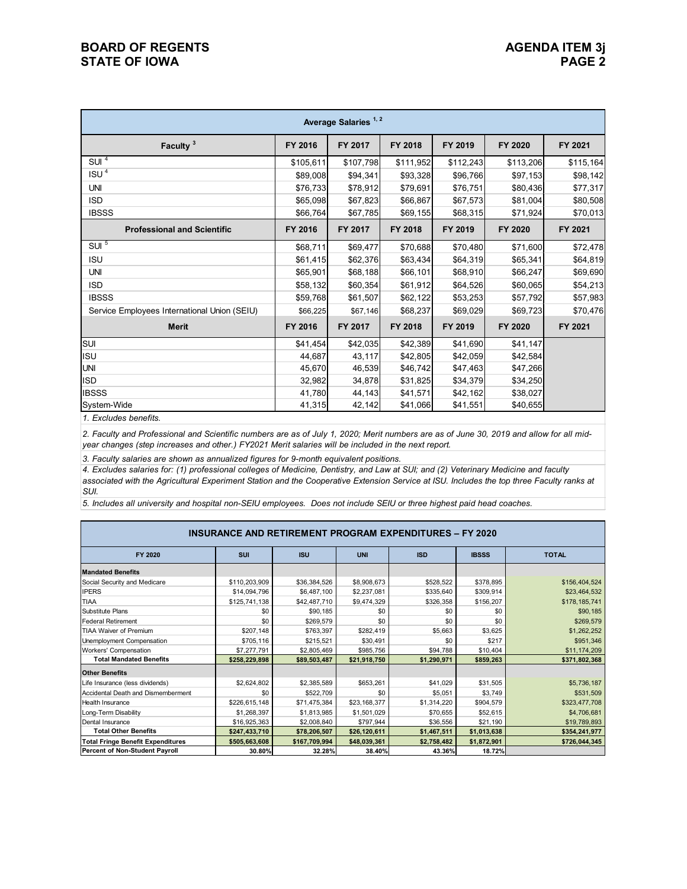| Average Salaries [1, 2] | | | | | | |
|---|---|---|---|---|---|---|
| **Faculty [3]** | **FY 2016** | **FY 2017** | **FY 2018** | **FY 2019** | **FY 2020** | **FY 2021** |
| SUI [4] | $105,611 | $107,798 | $111,952 | $112,243 | $113,206 | $115,164 |
| ISU [4] | $89,008 | $94,341 | $93,328 | $96,766 | $97,153 | $98,142 |
| UNI | $76,733 | $78,912 | $79,691 | $76,751 | $80,436 | $77,317 |
| ISD | $65,098 | $67,823 | $66,867 | $67,573 | $81,004 | $80,508 |
| IBSSS | $66,764 | $67,785 | $69,155 | $68,315 | $71,924 | $70,013 |
| **Professional and Scientific** | **FY 2016** | **FY 2017** | **FY 2018** | **FY 2019** | **FY 2020** | **FY 2021** |
| SUI [5] | $68,711 | $69,477 | $70,688 | $70,480 | $71,600 | $72,478 |
| ISU | $61,415 | $62,376 | $63,434 | $64,319 | $65,341 | $64,819 |
| UNI | $65,901 | $68,188 | $66,101 | $68,910 | $66,247 | $69,690 |
| ISD | $58,132 | $60,354 | $61,912 | $64,526 | $60,065 | $54,213 |
| IBSSS | $59,768 | $61,507 | $62,122 | $53,253 | $57,792 | $57,983 |
| Service Employees International Union (SEIU) | $66,225 | $67,146 | $68,237 | $69,029 | $69,723 | $70,476 |
| **Merit** | **FY 2016** | **FY 2017** | **FY 2018** | **FY 2019** | **FY 2020** | **FY 2021** |
| SUI | $41,454 | $42,035 | $42,389 | $41,690 | $41,147 | |
| ISU | 44,687 | 43,117 | $42,805 | $42,059 | $42,584 | |
| UNI | 45,670 | 46,539 | $46,742 | $47,463 | $47,266 | |
| ISD | 32,982 | 34,878 | $31,825 | $34,379 | $34,250 | |
| IBSSS | 41,780 | 44,143 | $41,571 | $42,162 | $38,027 | |
| System-Wide | 41,315 | 42,142 | $41,066 | $41,551 | $40,655 | |

*1. Excludes benefits.*

*2. Faculty and Professional and Scientific numbers are as of July 1, 2020; Merit numbers are as of June 30, 2019 and allow for all mid-year changes (step increases and other.) FY2021 Merit salaries will be included in the next report.*

*3. Faculty salaries are shown as annualized figures for 9-month equivalent positions.*

*4. Excludes salaries for: (1) professional colleges of Medicine, Dentistry, and Law at SUI; and (2) Veterinary Medicine and faculty associated with the Agricultural Experiment Station and the Cooperative Extension Service at ISU. Includes the top three Faculty ranks at SUI.*

*5. Includes all university and hospital non-SEIU employees. Does not include SEIU or three highest paid head coaches.*

| INSURANCE AND RETIREMENT PROGRAM EXPENDITURES – FY 2020 | | | | | | |
|---|---|---|---|---|---|---|
| **FY 2020** | **SUI** | **ISU** | **UNI** | **ISD** | **IBSSS** | **TOTAL** |
| **Mandated Benefits** | | | | | | |
| Social Security and Medicare | $110,203,909 | $36,384,526 | $8,908,673 | $528,522 | $378,895 | $156,404,524 |
| IPERS | $14,094,796 | $6,487,100 | $2,237,081 | $335,640 | $309,914 | $23,464,532 |
| TIAA | $125,741,138 | $42,487,710 | $9,474,329 | $326,358 | $156,207 | $178,185,741 |
| Substitute Plans | $0 | $90,185 | $0 | $0 | $0 | $90,185 |
| Federal Retirement | $0 | $269,579 | $0 | $0 | $0 | $269,579 |
| TIAA Waiver of Premium | $207,148 | $763,397 | $282,419 | $5,663 | $3,625 | $1,262,252 |
| Unemployment Compensation | $705,116 | $215,521 | $30,491 | $0 | $217 | $951,346 |
| Workers' Compensation | $7,277,791 | $2,805,469 | $985,756 | $94,788 | $10,404 | $11,174,209 |
| **Total Mandated Benefits** | **$258,229,898** | **$89,503,487** | **$21,918,750** | **$1,290,971** | **$859,263** | **$371,802,368** |
| **Other Benefits** | | | | | | |
| Life Insurance (less dividends) | $2,624,802 | $2,385,589 | $653,261 | $41,029 | $31,505 | $5,736,187 |
| Accidental Death and Dismemberment | $0 | $522,709 | $0 | $5,051 | $3,749 | $531,509 |
| Health Insurance | $226,615,148 | $71,475,384 | $23,168,377 | $1,314,220 | $904,579 | $323,477,708 |
| Long-Term Disability | $1,268,397 | $1,813,985 | $1,501,029 | $70,655 | $52,615 | $4,706,681 |
| Dental Insurance | $16,925,363 | $2,008,840 | $797,944 | $36,556 | $21,190 | $19,789,893 |
| **Total Other Benefits** | **$247,433,710** | **$78,206,507** | **$26,120,611** | **$1,467,511** | **$1,013,638** | **$354,241,977** |
| **Total Fringe Benefit Expenditures** | **$505,663,608** | **$167,709,994** | **$48,039,361** | **$2,758,482** | **$1,872,901** | **$726,044,345** |
| **Percent of Non-Student Payroll** | **30.80%** | **32.28%** | **38.40%** | **43.36%** | **18.72%** | |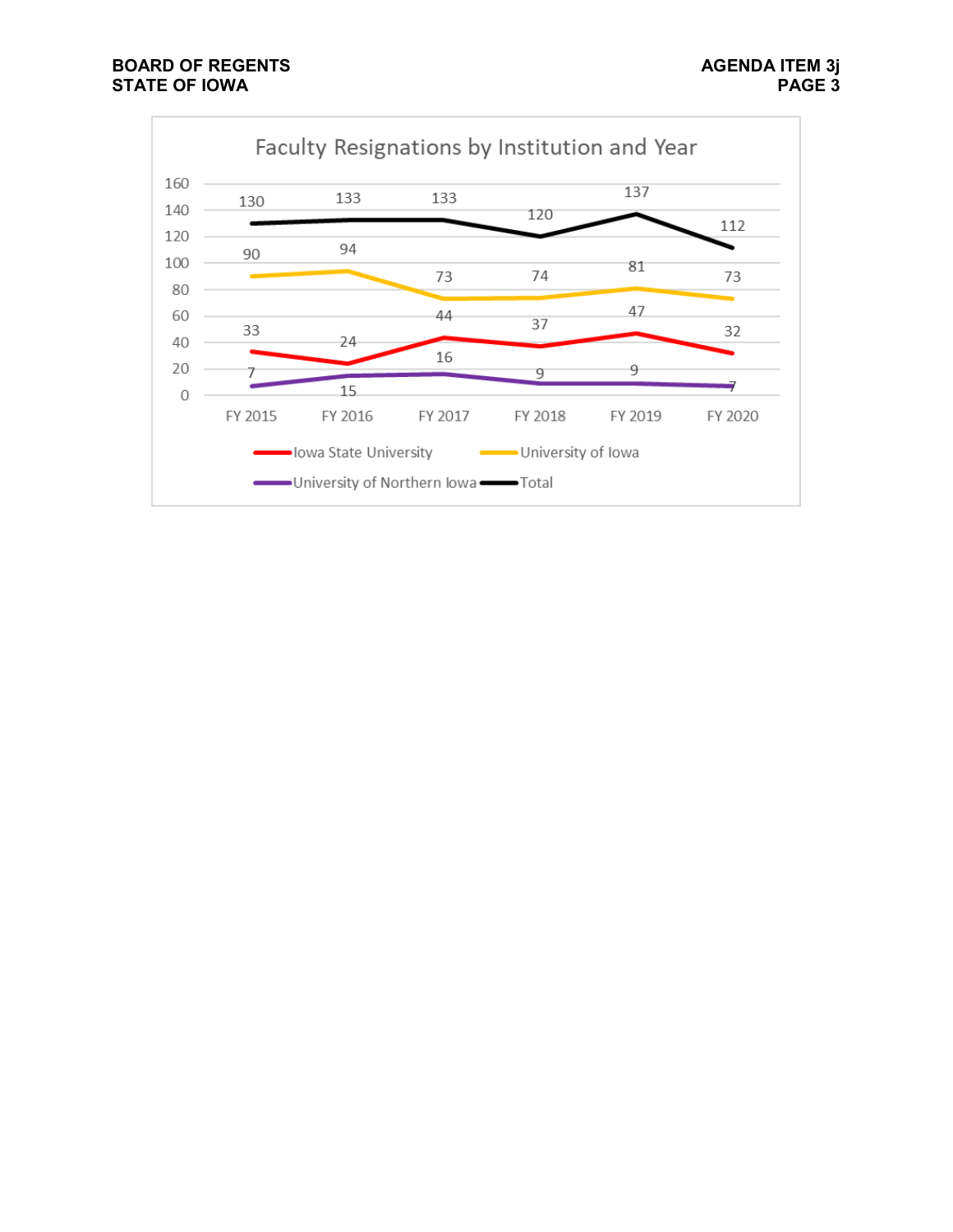Faculty Resignations by Institution and Year

160
140
120
100
80
60
40
20
0

FY 2015
FY 2016
FY 2017
FY 2018
FY 2019
FY 2020

130 133 133 120 137 112

90 94 73 74 81 73

33 24 44 37 47 32

7 15 16 9 9 7

Iowa State University
University of Iowa
University of Northern Iowa
Total